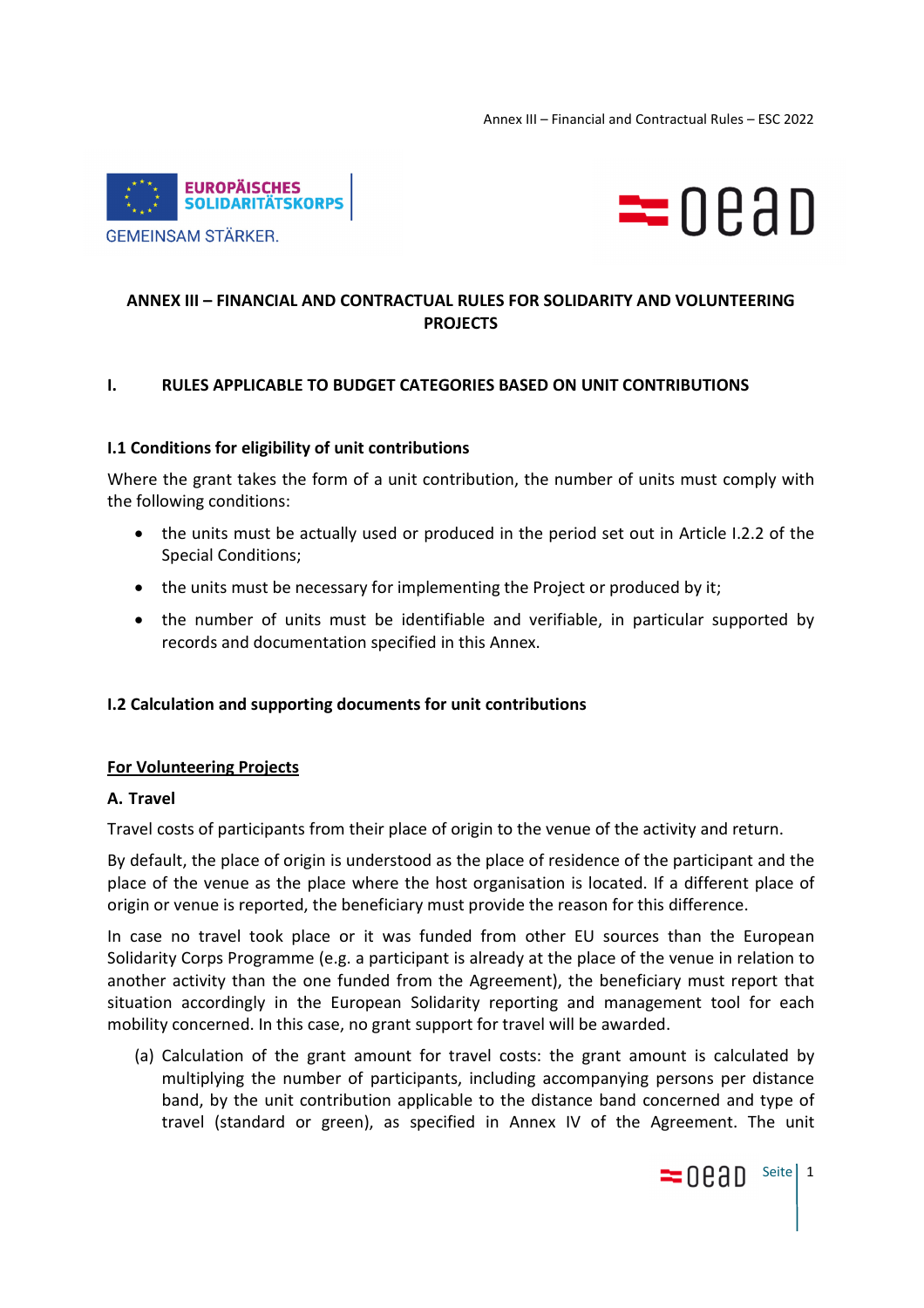# ANNEX III – FINANCIAL AND CONTRACTUAL RULES FOR SOLIDARITY AND VOLUNTEERING PROJECTS

## I. RULES APPLICABLE TO BUDGET CATEGORIES BASED ON UNIT CONTRIBUTIONS

### I.1 Conditions for eligibility of unit contributions

Where the grant takes the form of a unit contribution, the number of units must comply with the following conditions:

- the units must be actually used or produced in the period set out in Article I.2.2 of the Special Conditions;
- the units must be necessary for implementing the Project or produced by it;
- the number of units must be identifiable and verifiable, in particular supported by records and documentation specified in this Annex.

### I.2 Calculation and supporting documents for unit contributions

<u>**For Volunteering Projects**</u>

**A. Travel**

Travel costs of participants from their place of origin to the venue of the activity and return.

By default, the place of origin is understood as the place of residence of the participant and the place of the venue as the place where the host organisation is located. If a different place of origin or venue is reported, the beneficiary must provide the reason for this difference.

In case no travel took place or it was funded from other EU sources than the European Solidarity Corps Programme (e.g. a participant is already at the place of the venue in relation to another activity than the one funded from the Agreement), the beneficiary must report that situation accordingly in the European Solidarity reporting and management tool for each mobility concerned. In this case, no grant support for travel will be awarded.

(a) Calculation of the grant amount for travel costs: the grant amount is calculated by multiplying the number of participants, including accompanying persons per distance band, by the unit contribution applicable to the distance band concerned and type of travel (standard or green), as specified in Annex IV of the Agreement. The unit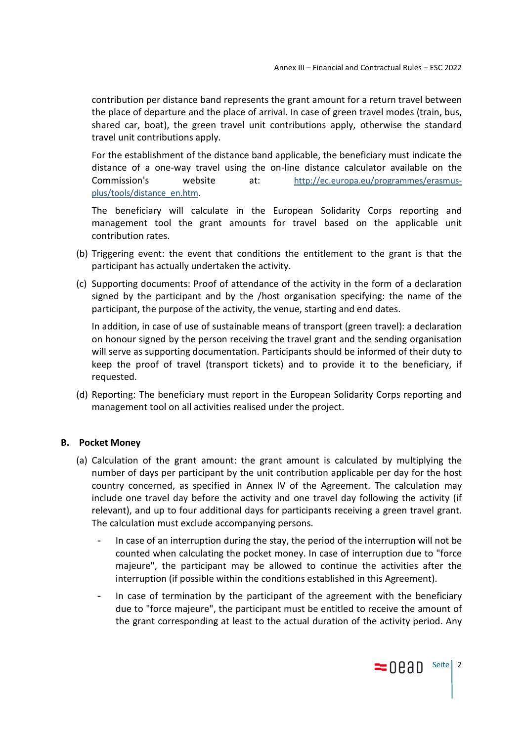contribution per distance band represents the grant amount for a return travel between the place of departure and the place of arrival. In case of green travel modes (train, bus, shared car, boat), the green travel unit contributions apply, otherwise the standard travel unit contributions apply.

For the establishment of the distance band applicable, the beneficiary must indicate the distance of a one-way travel using the on-line distance calculator available on the Commission's website at: http://ec.europa.eu/programmes/erasmus-plus/tools/distance_en.htm.

The beneficiary will calculate in the European Solidarity Corps reporting and management tool the grant amounts for travel based on the applicable unit contribution rates.

(b) Triggering event: the event that conditions the entitlement to the grant is that the participant has actually undertaken the activity.

(c) Supporting documents: Proof of attendance of the activity in the form of a declaration signed by the participant and by the /host organisation specifying: the name of the participant, the purpose of the activity, the venue, starting and end dates.

In addition, in case of use of sustainable means of transport (green travel): a declaration on honour signed by the person receiving the travel grant and the sending organisation will serve as supporting documentation. Participants should be informed of their duty to keep the proof of travel (transport tickets) and to provide it to the beneficiary, if requested.

(d) Reporting: The beneficiary must report in the European Solidarity Corps reporting and management tool on all activities realised under the project.

## B. Pocket Money

(a) Calculation of the grant amount: the grant amount is calculated by multiplying the number of days per participant by the unit contribution applicable per day for the host country concerned, as specified in Annex IV of the Agreement. The calculation may include one travel day before the activity and one travel day following the activity (if relevant), and up to four additional days for participants receiving a green travel grant. The calculation must exclude accompanying persons.

- In case of an interruption during the stay, the period of the interruption will not be counted when calculating the pocket money. In case of interruption due to "force majeure", the participant may be allowed to continue the activities after the interruption (if possible within the conditions established in this Agreement).
- In case of termination by the participant of the agreement with the beneficiary due to "force majeure", the participant must be entitled to receive the amount of the grant corresponding at least to the actual duration of the activity period. Any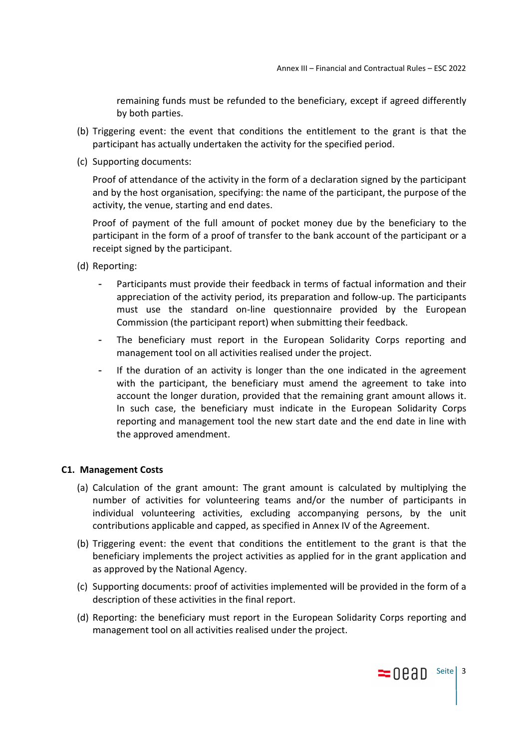remaining funds must be refunded to the beneficiary, except if agreed differently by both parties.

(b) Triggering event: the event that conditions the entitlement to the grant is that the participant has actually undertaken the activity for the specified period.

(c) Supporting documents:

Proof of attendance of the activity in the form of a declaration signed by the participant and by the host organisation, specifying: the name of the participant, the purpose of the activity, the venue, starting and end dates.

Proof of payment of the full amount of pocket money due by the beneficiary to the participant in the form of a proof of transfer to the bank account of the participant or a receipt signed by the participant.

(d) Reporting:

- Participants must provide their feedback in terms of factual information and their appreciation of the activity period, its preparation and follow-up. The participants must use the standard on-line questionnaire provided by the European Commission (the participant report) when submitting their feedback.
- The beneficiary must report in the European Solidarity Corps reporting and management tool on all activities realised under the project.
- If the duration of an activity is longer than the one indicated in the agreement with the participant, the beneficiary must amend the agreement to take into account the longer duration, provided that the remaining grant amount allows it. In such case, the beneficiary must indicate in the European Solidarity Corps reporting and management tool the new start date and the end date in line with the approved amendment.

**C1. Management Costs**

(a) Calculation of the grant amount: The grant amount is calculated by multiplying the number of activities for volunteering teams and/or the number of participants in individual volunteering activities, excluding accompanying persons, by the unit contributions applicable and capped, as specified in Annex IV of the Agreement.

(b) Triggering event: the event that conditions the entitlement to the grant is that the beneficiary implements the project activities as applied for in the grant application and as approved by the National Agency.

(c) Supporting documents: proof of activities implemented will be provided in the form of a description of these activities in the final report.

(d) Reporting: the beneficiary must report in the European Solidarity Corps reporting and management tool on all activities realised under the project.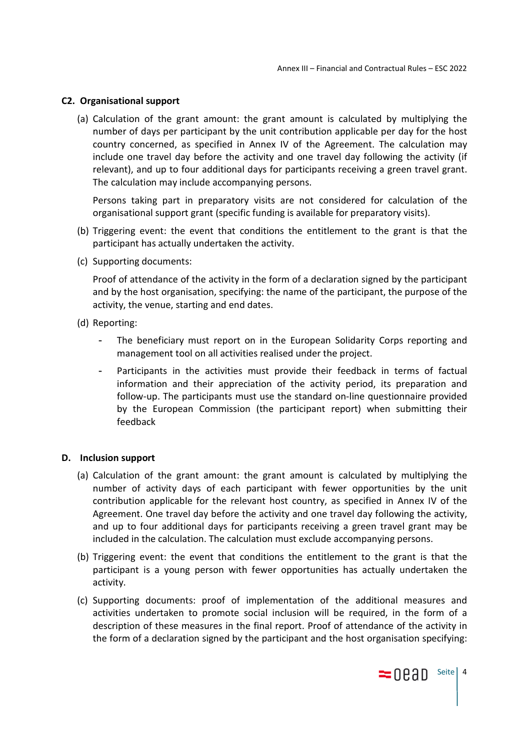### C2. Organisational support

(a) Calculation of the grant amount: the grant amount is calculated by multiplying the number of days per participant by the unit contribution applicable per day for the host country concerned, as specified in Annex IV of the Agreement. The calculation may include one travel day before the activity and one travel day following the activity (if relevant), and up to four additional days for participants receiving a green travel grant. The calculation may include accompanying persons.

Persons taking part in preparatory visits are not considered for calculation of the organisational support grant (specific funding is available for preparatory visits).

(b) Triggering event: the event that conditions the entitlement to the grant is that the participant has actually undertaken the activity.

(c) Supporting documents:

Proof of attendance of the activity in the form of a declaration signed by the participant and by the host organisation, specifying: the name of the participant, the purpose of the activity, the venue, starting and end dates.

(d) Reporting:

- The beneficiary must report on in the European Solidarity Corps reporting and management tool on all activities realised under the project.
- Participants in the activities must provide their feedback in terms of factual information and their appreciation of the activity period, its preparation and follow-up. The participants must use the standard on-line questionnaire provided by the European Commission (the participant report) when submitting their feedback

### D. Inclusion support

(a) Calculation of the grant amount: the grant amount is calculated by multiplying the number of activity days of each participant with fewer opportunities by the unit contribution applicable for the relevant host country, as specified in Annex IV of the Agreement. One travel day before the activity and one travel day following the activity, and up to four additional days for participants receiving a green travel grant may be included in the calculation. The calculation must exclude accompanying persons.

(b) Triggering event: the event that conditions the entitlement to the grant is that the participant is a young person with fewer opportunities has actually undertaken the activity.

(c) Supporting documents: proof of implementation of the additional measures and activities undertaken to promote social inclusion will be required, in the form of a description of these measures in the final report. Proof of attendance of the activity in the form of a declaration signed by the participant and the host organisation specifying: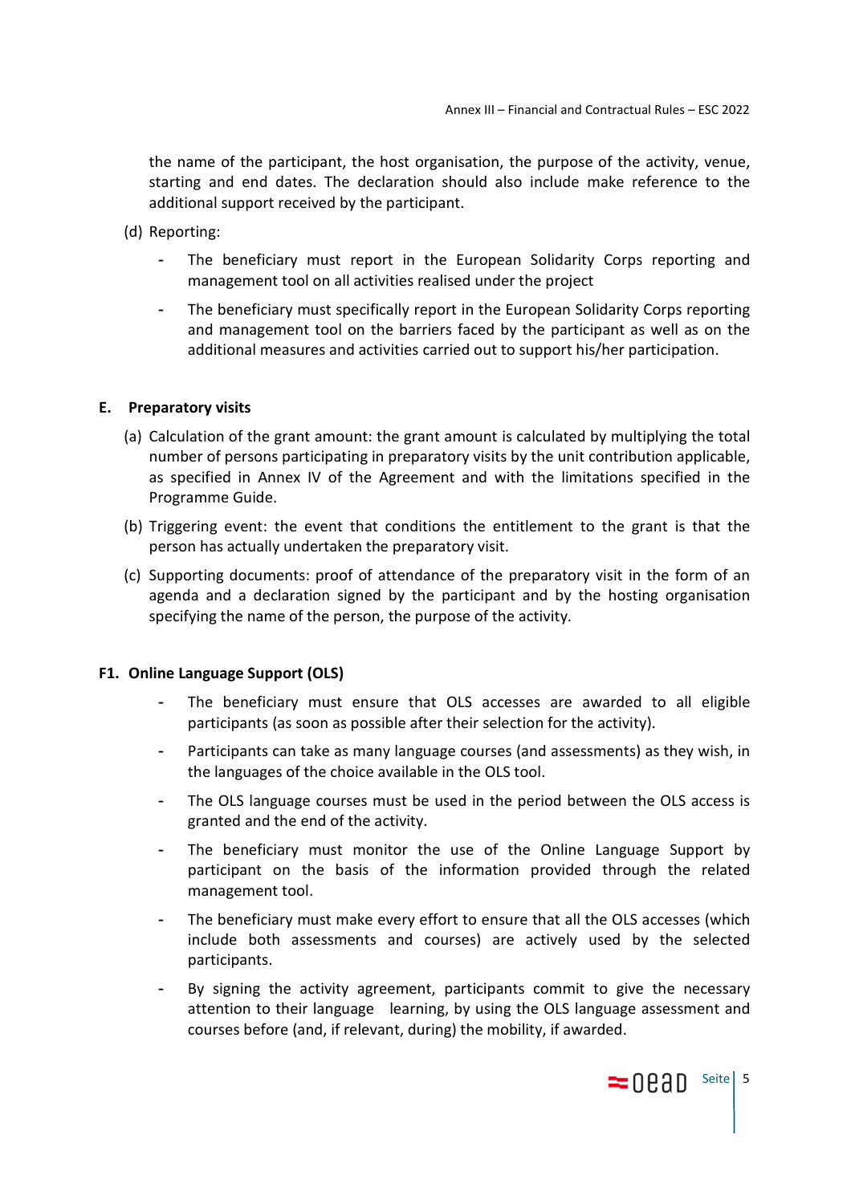the name of the participant, the host organisation, the purpose of the activity, venue, starting and end dates. The declaration should also include make reference to the additional support received by the participant.

(d) Reporting:

- The beneficiary must report in the European Solidarity Corps reporting and management tool on all activities realised under the project
- The beneficiary must specifically report in the European Solidarity Corps reporting and management tool on the barriers faced by the participant as well as on the additional measures and activities carried out to support his/her participation.

**E. Preparatory visits**

(a) Calculation of the grant amount: the grant amount is calculated by multiplying the total number of persons participating in preparatory visits by the unit contribution applicable, as specified in Annex IV of the Agreement and with the limitations specified in the Programme Guide.

(b) Triggering event: the event that conditions the entitlement to the grant is that the person has actually undertaken the preparatory visit.

(c) Supporting documents: proof of attendance of the preparatory visit in the form of an agenda and a declaration signed by the participant and by the hosting organisation specifying the name of the person, the purpose of the activity.

**F1. Online Language Support (OLS)**

- The beneficiary must ensure that OLS accesses are awarded to all eligible participants (as soon as possible after their selection for the activity).
- Participants can take as many language courses (and assessments) as they wish, in the languages of the choice available in the OLS tool.
- The OLS language courses must be used in the period between the OLS access is granted and the end of the activity.
- The beneficiary must monitor the use of the Online Language Support by participant on the basis of the information provided through the related management tool.
- The beneficiary must make every effort to ensure that all the OLS accesses (which include both assessments and courses) are actively used by the selected participants.
- By signing the activity agreement, participants commit to give the necessary attention to their language learning, by using the OLS language assessment and courses before (and, if relevant, during) the mobility, if awarded.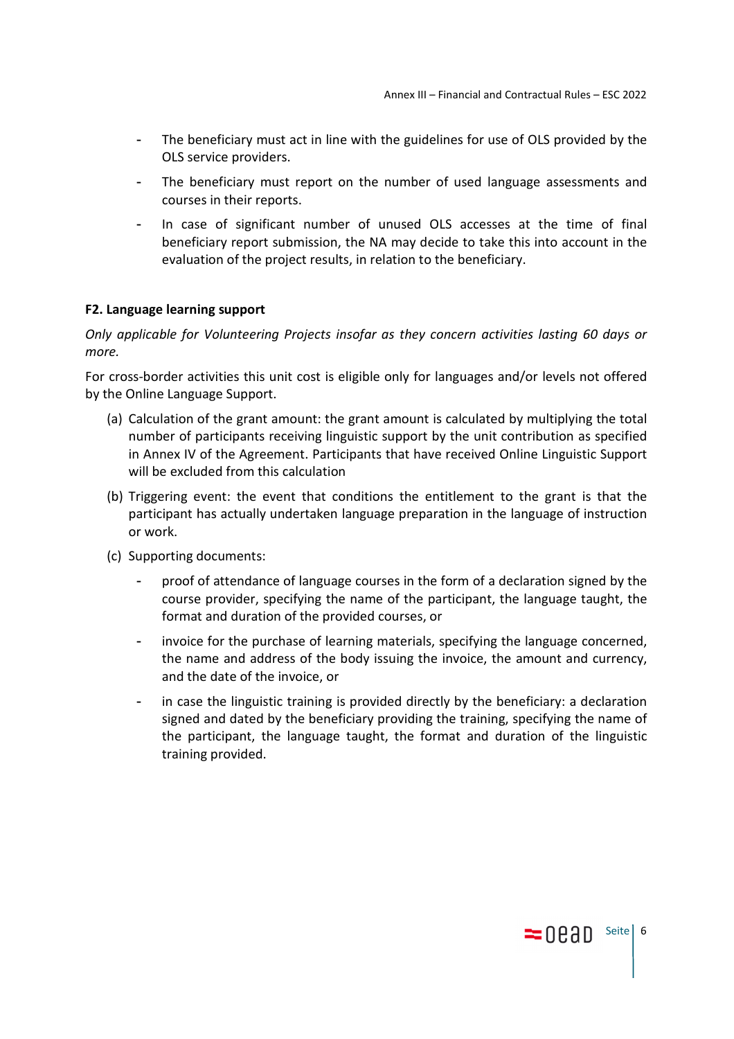- The beneficiary must act in line with the guidelines for use of OLS provided by the OLS service providers.
- The beneficiary must report on the number of used language assessments and courses in their reports.
- In case of significant number of unused OLS accesses at the time of final beneficiary report submission, the NA may decide to take this into account in the evaluation of the project results, in relation to the beneficiary.

**F2. Language learning support**

*Only applicable for Volunteering Projects insofar as they concern activities lasting 60 days or more.*

For cross-border activities this unit cost is eligible only for languages and/or levels not offered by the Online Language Support.

(a) Calculation of the grant amount: the grant amount is calculated by multiplying the total number of participants receiving linguistic support by the unit contribution as specified in Annex IV of the Agreement. Participants that have received Online Linguistic Support will be excluded from this calculation

(b) Triggering event: the event that conditions the entitlement to the grant is that the participant has actually undertaken language preparation in the language of instruction or work.

(c) Supporting documents:

- proof of attendance of language courses in the form of a declaration signed by the course provider, specifying the name of the participant, the language taught, the format and duration of the provided courses, or
- invoice for the purchase of learning materials, specifying the language concerned, the name and address of the body issuing the invoice, the amount and currency, and the date of the invoice, or
- in case the linguistic training is provided directly by the beneficiary: a declaration signed and dated by the beneficiary providing the training, specifying the name of the participant, the language taught, the format and duration of the linguistic training provided.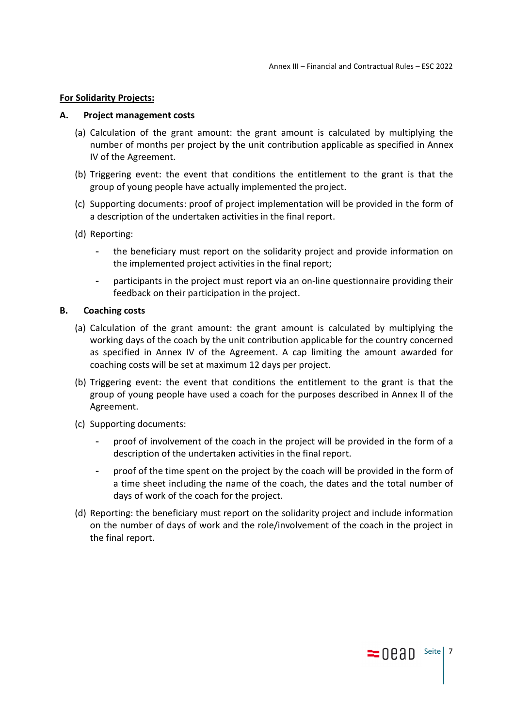**For Solidarity Projects:**

**A. Project management costs**

(a) Calculation of the grant amount: the grant amount is calculated by multiplying the number of months per project by the unit contribution applicable as specified in Annex IV of the Agreement.

(b) Triggering event: the event that conditions the entitlement to the grant is that the group of young people have actually implemented the project.

(c) Supporting documents: proof of project implementation will be provided in the form of a description of the undertaken activities in the final report.

(d) Reporting:

- the beneficiary must report on the solidarity project and provide information on the implemented project activities in the final report;
- participants in the project must report via an on-line questionnaire providing their feedback on their participation in the project.

**B. Coaching costs**

(a) Calculation of the grant amount: the grant amount is calculated by multiplying the working days of the coach by the unit contribution applicable for the country concerned as specified in Annex IV of the Agreement. A cap limiting the amount awarded for coaching costs will be set at maximum 12 days per project.

(b) Triggering event: the event that conditions the entitlement to the grant is that the group of young people have used a coach for the purposes described in Annex II of the Agreement.

(c) Supporting documents:

- proof of involvement of the coach in the project will be provided in the form of a description of the undertaken activities in the final report.
- proof of the time spent on the project by the coach will be provided in the form of a time sheet including the name of the coach, the dates and the total number of days of work of the coach for the project.

(d) Reporting: the beneficiary must report on the solidarity project and include information on the number of days of work and the role/involvement of the coach in the project in the final report.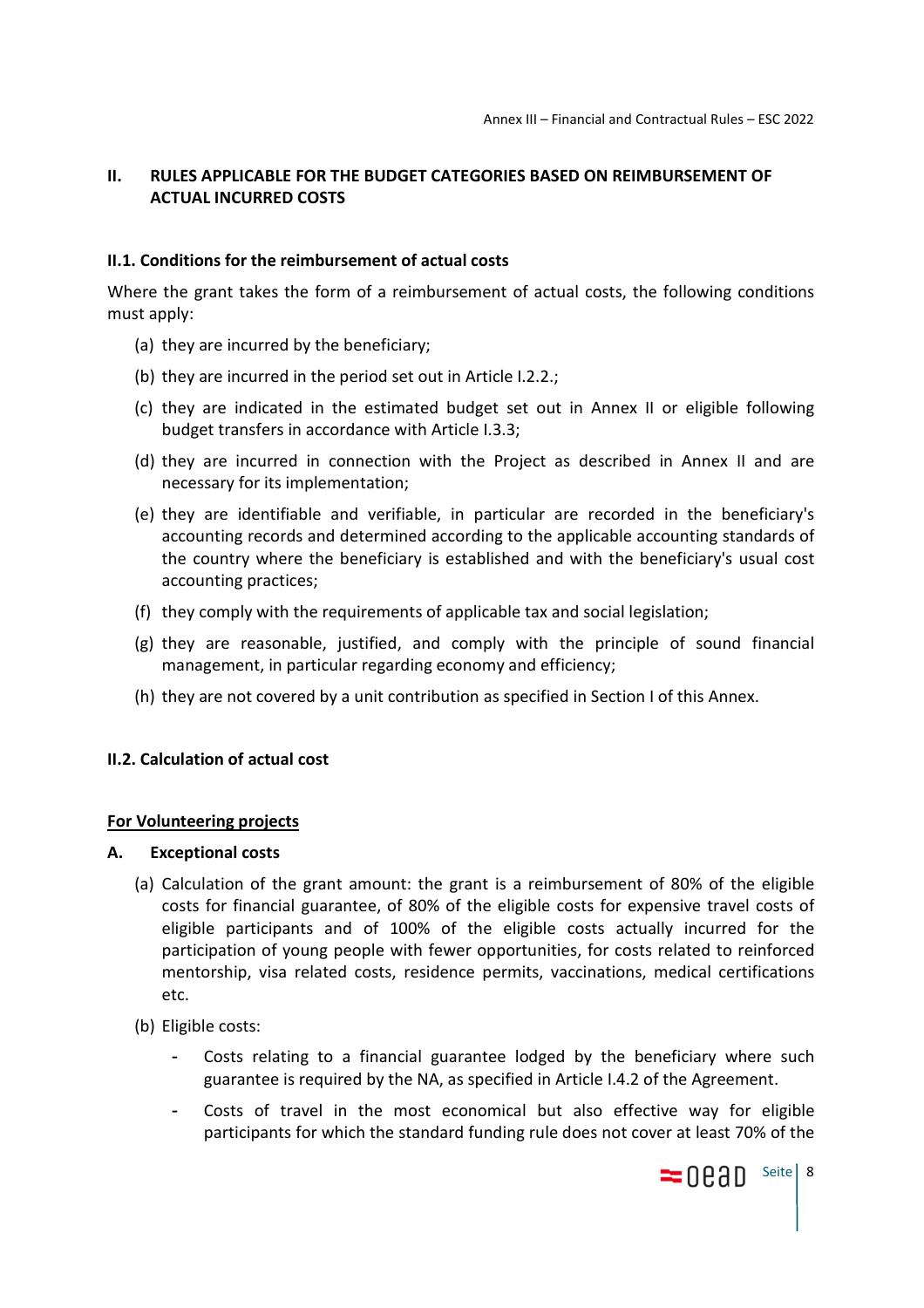## II. RULES APPLICABLE FOR THE BUDGET CATEGORIES BASED ON REIMBURSEMENT OF ACTUAL INCURRED COSTS

### II.1. Conditions for the reimbursement of actual costs

Where the grant takes the form of a reimbursement of actual costs, the following conditions must apply:

(a) they are incurred by the beneficiary;

(b) they are incurred in the period set out in Article I.2.2.;

(c) they are indicated in the estimated budget set out in Annex II or eligible following budget transfers in accordance with Article I.3.3;

(d) they are incurred in connection with the Project as described in Annex II and are necessary for its implementation;

(e) they are identifiable and verifiable, in particular are recorded in the beneficiary's accounting records and determined according to the applicable accounting standards of the country where the beneficiary is established and with the beneficiary's usual cost accounting practices;

(f) they comply with the requirements of applicable tax and social legislation;

(g) they are reasonable, justified, and comply with the principle of sound financial management, in particular regarding economy and efficiency;

(h) they are not covered by a unit contribution as specified in Section I of this Annex.

### II.2. Calculation of actual cost

**<u>For Volunteering projects</u>**

**A. Exceptional costs**

(a) Calculation of the grant amount: the grant is a reimbursement of 80% of the eligible costs for financial guarantee, of 80% of the eligible costs for expensive travel costs of eligible participants and of 100% of the eligible costs actually incurred for the participation of young people with fewer opportunities, for costs related to reinforced mentorship, visa related costs, residence permits, vaccinations, medical certifications etc.

(b) Eligible costs:

- Costs relating to a financial guarantee lodged by the beneficiary where such guarantee is required by the NA, as specified in Article I.4.2 of the Agreement.
- Costs of travel in the most economical but also effective way for eligible participants for which the standard funding rule does not cover at least 70% of the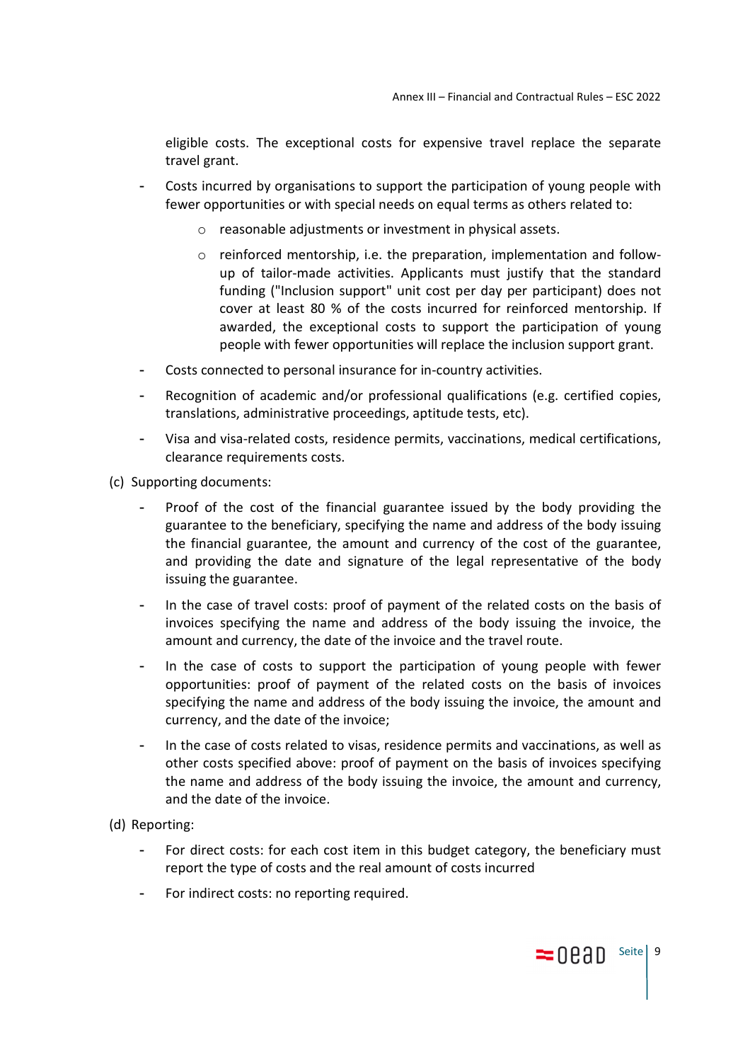eligible costs. The exceptional costs for expensive travel replace the separate travel grant.

- Costs incurred by organisations to support the participation of young people with fewer opportunities or with special needs on equal terms as others related to:
    - reasonable adjustments or investment in physical assets.
    - reinforced mentorship, i.e. the preparation, implementation and follow-up of tailor-made activities. Applicants must justify that the standard funding ("Inclusion support" unit cost per day per participant) does not cover at least 80 % of the costs incurred for reinforced mentorship. If awarded, the exceptional costs to support the participation of young people with fewer opportunities will replace the inclusion support grant.
- Costs connected to personal insurance for in-country activities.
- Recognition of academic and/or professional qualifications (e.g. certified copies, translations, administrative proceedings, aptitude tests, etc).
- Visa and visa-related costs, residence permits, vaccinations, medical certifications, clearance requirements costs.

(c) Supporting documents:

- Proof of the cost of the financial guarantee issued by the body providing the guarantee to the beneficiary, specifying the name and address of the body issuing the financial guarantee, the amount and currency of the cost of the guarantee, and providing the date and signature of the legal representative of the body issuing the guarantee.
- In the case of travel costs: proof of payment of the related costs on the basis of invoices specifying the name and address of the body issuing the invoice, the amount and currency, the date of the invoice and the travel route.
- In the case of costs to support the participation of young people with fewer opportunities: proof of payment of the related costs on the basis of invoices specifying the name and address of the body issuing the invoice, the amount and currency, and the date of the invoice;
- In the case of costs related to visas, residence permits and vaccinations, as well as other costs specified above: proof of payment on the basis of invoices specifying the name and address of the body issuing the invoice, the amount and currency, and the date of the invoice.

(d) Reporting:

- For direct costs: for each cost item in this budget category, the beneficiary must report the type of costs and the real amount of costs incurred
- For indirect costs: no reporting required.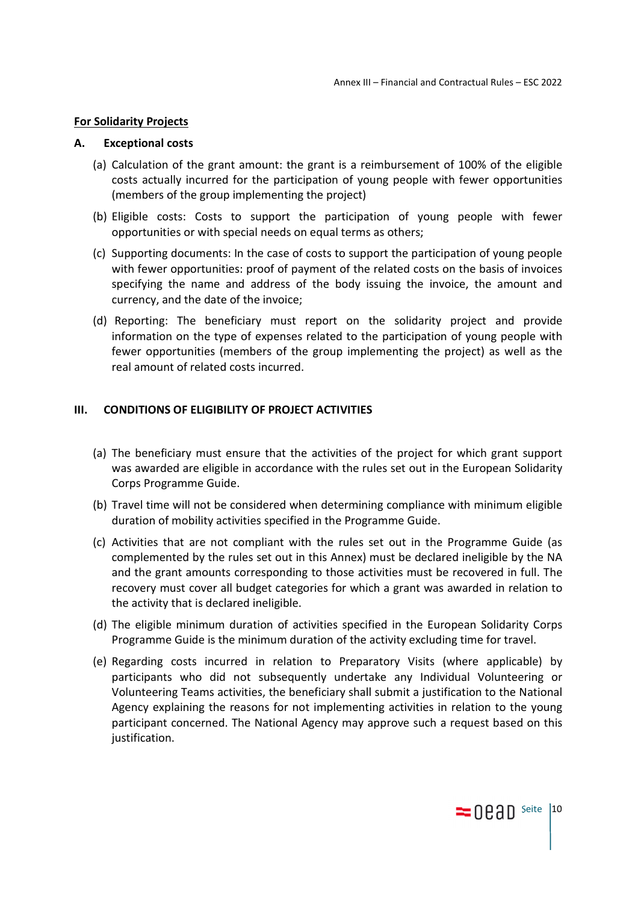**For Solidarity Projects**

**A. Exceptional costs**

(a) Calculation of the grant amount: the grant is a reimbursement of 100% of the eligible costs actually incurred for the participation of young people with fewer opportunities (members of the group implementing the project)

(b) Eligible costs: Costs to support the participation of young people with fewer opportunities or with special needs on equal terms as others;

(c) Supporting documents: In the case of costs to support the participation of young people with fewer opportunities: proof of payment of the related costs on the basis of invoices specifying the name and address of the body issuing the invoice, the amount and currency, and the date of the invoice;

(d) Reporting: The beneficiary must report on the solidarity project and provide information on the type of expenses related to the participation of young people with fewer opportunities (members of the group implementing the project) as well as the real amount of related costs incurred.

## III. CONDITIONS OF ELIGIBILITY OF PROJECT ACTIVITIES

(a) The beneficiary must ensure that the activities of the project for which grant support was awarded are eligible in accordance with the rules set out in the European Solidarity Corps Programme Guide.

(b) Travel time will not be considered when determining compliance with minimum eligible duration of mobility activities specified in the Programme Guide.

(c) Activities that are not compliant with the rules set out in the Programme Guide (as complemented by the rules set out in this Annex) must be declared ineligible by the NA and the grant amounts corresponding to those activities must be recovered in full. The recovery must cover all budget categories for which a grant was awarded in relation to the activity that is declared ineligible.

(d) The eligible minimum duration of activities specified in the European Solidarity Corps Programme Guide is the minimum duration of the activity excluding time for travel.

(e) Regarding costs incurred in relation to Preparatory Visits (where applicable) by participants who did not subsequently undertake any Individual Volunteering or Volunteering Teams activities, the beneficiary shall submit a justification to the National Agency explaining the reasons for not implementing activities in relation to the young participant concerned. The National Agency may approve such a request based on this justification.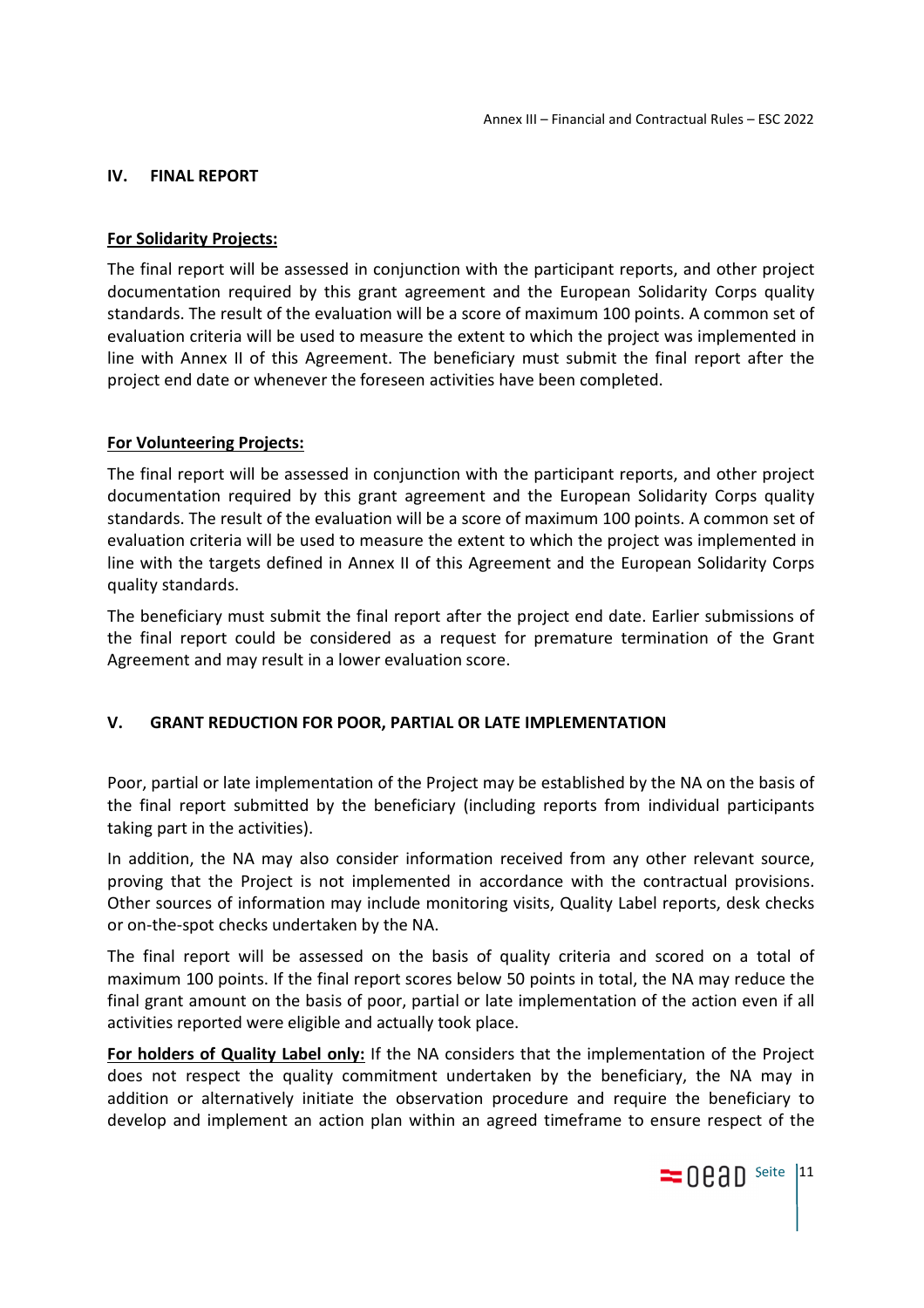## IV. FINAL REPORT

**For Solidarity Projects:**

The final report will be assessed in conjunction with the participant reports, and other project documentation required by this grant agreement and the European Solidarity Corps quality standards. The result of the evaluation will be a score of maximum 100 points. A common set of evaluation criteria will be used to measure the extent to which the project was implemented in line with Annex II of this Agreement. The beneficiary must submit the final report after the project end date or whenever the foreseen activities have been completed.

**For Volunteering Projects:**

The final report will be assessed in conjunction with the participant reports, and other project documentation required by this grant agreement and the European Solidarity Corps quality standards. The result of the evaluation will be a score of maximum 100 points. A common set of evaluation criteria will be used to measure the extent to which the project was implemented in line with the targets defined in Annex II of this Agreement and the European Solidarity Corps quality standards.

The beneficiary must submit the final report after the project end date. Earlier submissions of the final report could be considered as a request for premature termination of the Grant Agreement and may result in a lower evaluation score.

## V. GRANT REDUCTION FOR POOR, PARTIAL OR LATE IMPLEMENTATION

Poor, partial or late implementation of the Project may be established by the NA on the basis of the final report submitted by the beneficiary (including reports from individual participants taking part in the activities).

In addition, the NA may also consider information received from any other relevant source, proving that the Project is not implemented in accordance with the contractual provisions. Other sources of information may include monitoring visits, Quality Label reports, desk checks or on-the-spot checks undertaken by the NA.

The final report will be assessed on the basis of quality criteria and scored on a total of maximum 100 points. If the final report scores below 50 points in total, the NA may reduce the final grant amount on the basis of poor, partial or late implementation of the action even if all activities reported were eligible and actually took place.

**For holders of Quality Label only:** If the NA considers that the implementation of the Project does not respect the quality commitment undertaken by the beneficiary, the NA may in addition or alternatively initiate the observation procedure and require the beneficiary to develop and implement an action plan within an agreed timeframe to ensure respect of the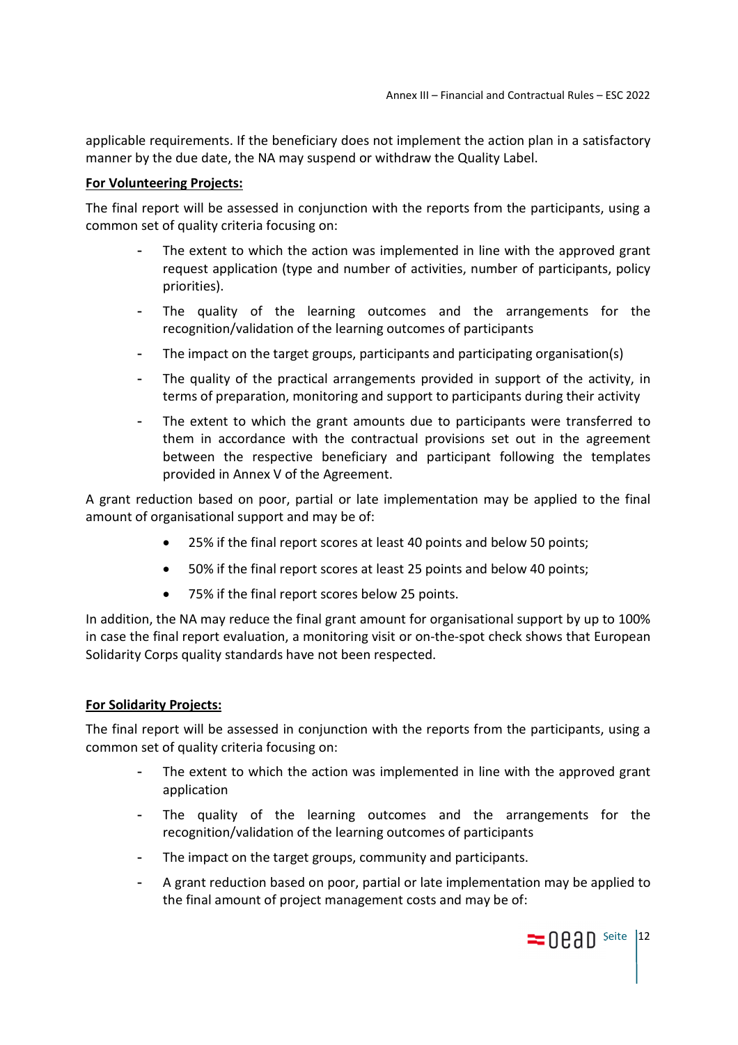applicable requirements. If the beneficiary does not implement the action plan in a satisfactory manner by the due date, the NA may suspend or withdraw the Quality Label.

**For Volunteering Projects:**

The final report will be assessed in conjunction with the reports from the participants, using a common set of quality criteria focusing on:

- The extent to which the action was implemented in line with the approved grant request application (type and number of activities, number of participants, policy priorities).
- The quality of the learning outcomes and the arrangements for the recognition/validation of the learning outcomes of participants
- The impact on the target groups, participants and participating organisation(s)
- The quality of the practical arrangements provided in support of the activity, in terms of preparation, monitoring and support to participants during their activity
- The extent to which the grant amounts due to participants were transferred to them in accordance with the contractual provisions set out in the agreement between the respective beneficiary and participant following the templates provided in Annex V of the Agreement.

A grant reduction based on poor, partial or late implementation may be applied to the final amount of organisational support and may be of:

- 25% if the final report scores at least 40 points and below 50 points;
- 50% if the final report scores at least 25 points and below 40 points;
- 75% if the final report scores below 25 points.

In addition, the NA may reduce the final grant amount for organisational support by up to 100% in case the final report evaluation, a monitoring visit or on-the-spot check shows that European Solidarity Corps quality standards have not been respected.

**For Solidarity Projects:**

The final report will be assessed in conjunction with the reports from the participants, using a common set of quality criteria focusing on:

- The extent to which the action was implemented in line with the approved grant application
- The quality of the learning outcomes and the arrangements for the recognition/validation of the learning outcomes of participants
- The impact on the target groups, community and participants.
- A grant reduction based on poor, partial or late implementation may be applied to the final amount of project management costs and may be of: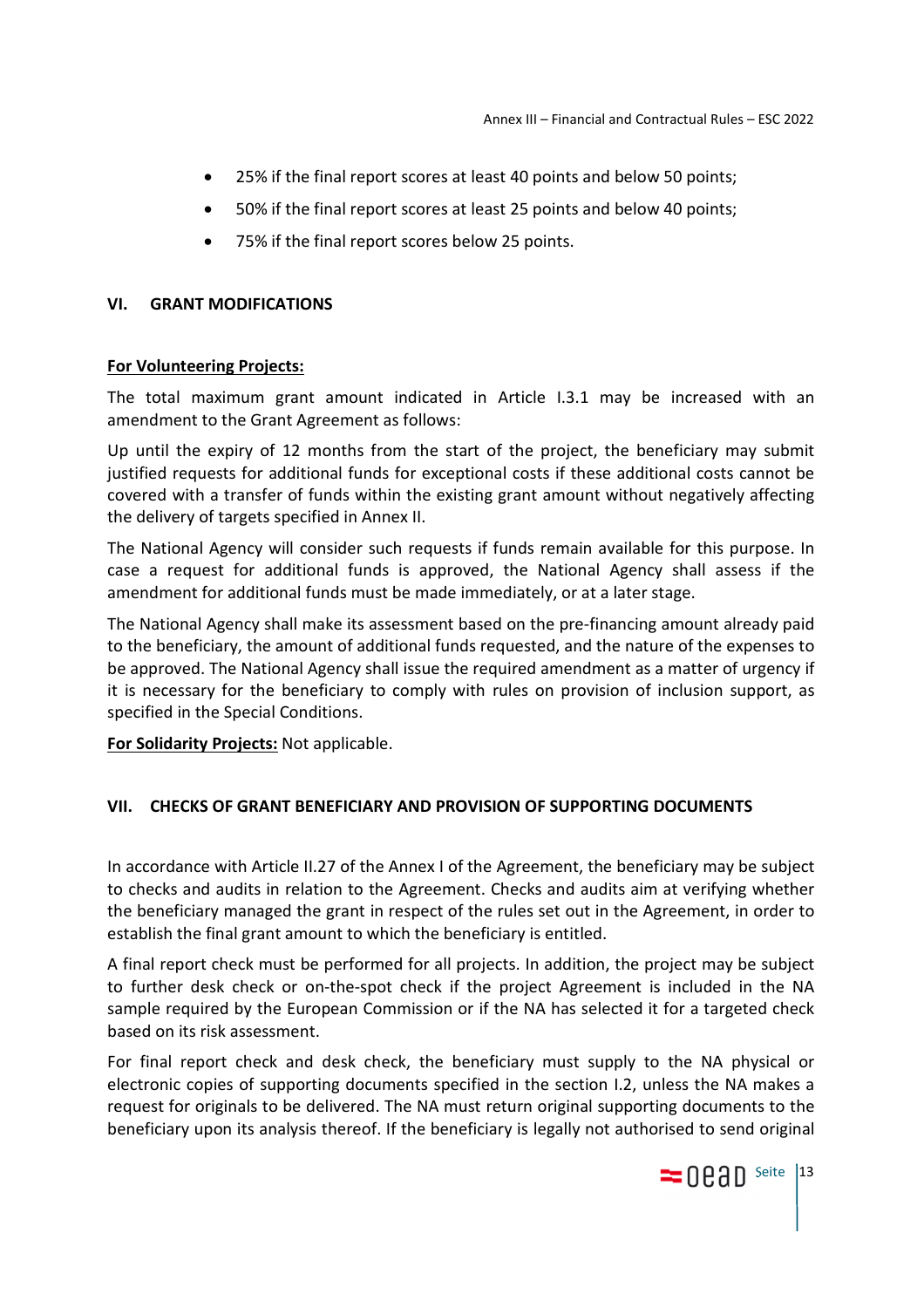- 25% if the final report scores at least 40 points and below 50 points;
- 50% if the final report scores at least 25 points and below 40 points;
- 75% if the final report scores below 25 points.

## VI. GRANT MODIFICATIONS

**For Volunteering Projects:**

The total maximum grant amount indicated in Article I.3.1 may be increased with an amendment to the Grant Agreement as follows:

Up until the expiry of 12 months from the start of the project, the beneficiary may submit justified requests for additional funds for exceptional costs if these additional costs cannot be covered with a transfer of funds within the existing grant amount without negatively affecting the delivery of targets specified in Annex II.

The National Agency will consider such requests if funds remain available for this purpose. In case a request for additional funds is approved, the National Agency shall assess if the amendment for additional funds must be made immediately, or at a later stage.

The National Agency shall make its assessment based on the pre-financing amount already paid to the beneficiary, the amount of additional funds requested, and the nature of the expenses to be approved. The National Agency shall issue the required amendment as a matter of urgency if it is necessary for the beneficiary to comply with rules on provision of inclusion support, as specified in the Special Conditions.

**For Solidarity Projects:** Not applicable.

## VII. CHECKS OF GRANT BENEFICIARY AND PROVISION OF SUPPORTING DOCUMENTS

In accordance with Article II.27 of the Annex I of the Agreement, the beneficiary may be subject to checks and audits in relation to the Agreement. Checks and audits aim at verifying whether the beneficiary managed the grant in respect of the rules set out in the Agreement, in order to establish the final grant amount to which the beneficiary is entitled.

A final report check must be performed for all projects. In addition, the project may be subject to further desk check or on-the-spot check if the project Agreement is included in the NA sample required by the European Commission or if the NA has selected it for a targeted check based on its risk assessment.

For final report check and desk check, the beneficiary must supply to the NA physical or electronic copies of supporting documents specified in the section I.2, unless the NA makes a request for originals to be delivered. The NA must return original supporting documents to the beneficiary upon its analysis thereof. If the beneficiary is legally not authorised to send original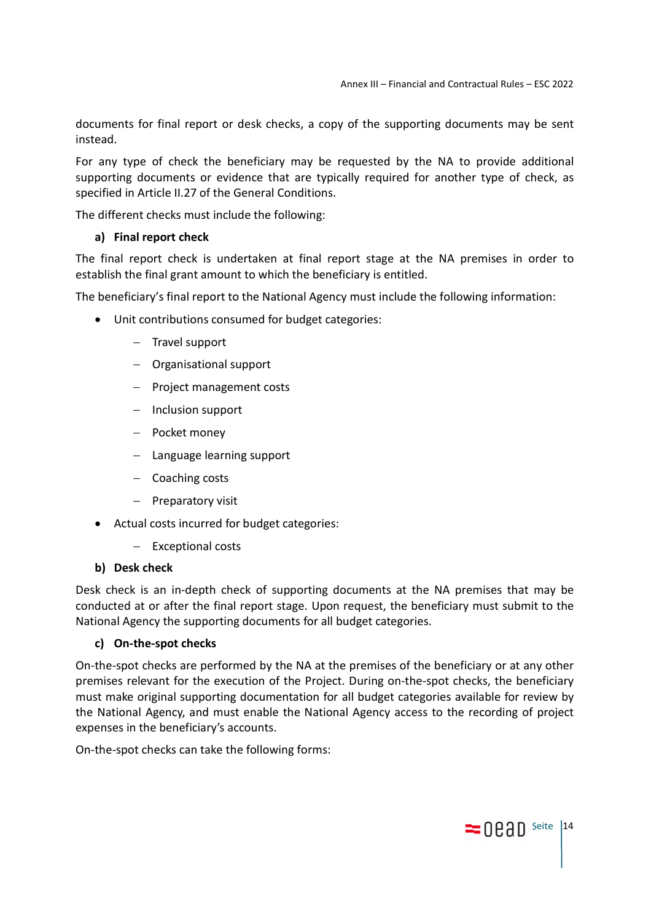documents for final report or desk checks, a copy of the supporting documents may be sent instead.

For any type of check the beneficiary may be requested by the NA to provide additional supporting documents or evidence that are typically required for another type of check, as specified in Article II.27 of the General Conditions.

The different checks must include the following:

**a) Final report check**

The final report check is undertaken at final report stage at the NA premises in order to establish the final grant amount to which the beneficiary is entitled.

The beneficiary's final report to the National Agency must include the following information:

- Unit contributions consumed for budget categories:
  - Travel support
  - Organisational support
  - Project management costs
  - Inclusion support
  - Pocket money
  - Language learning support
  - Coaching costs
  - Preparatory visit
- Actual costs incurred for budget categories:
  - Exceptional costs

**b) Desk check**

Desk check is an in-depth check of supporting documents at the NA premises that may be conducted at or after the final report stage. Upon request, the beneficiary must submit to the National Agency the supporting documents for all budget categories.

**c) On-the-spot checks**

On-the-spot checks are performed by the NA at the premises of the beneficiary or at any other premises relevant for the execution of the Project. During on-the-spot checks, the beneficiary must make original supporting documentation for all budget categories available for review by the National Agency, and must enable the National Agency access to the recording of project expenses in the beneficiary's accounts.

On-the-spot checks can take the following forms: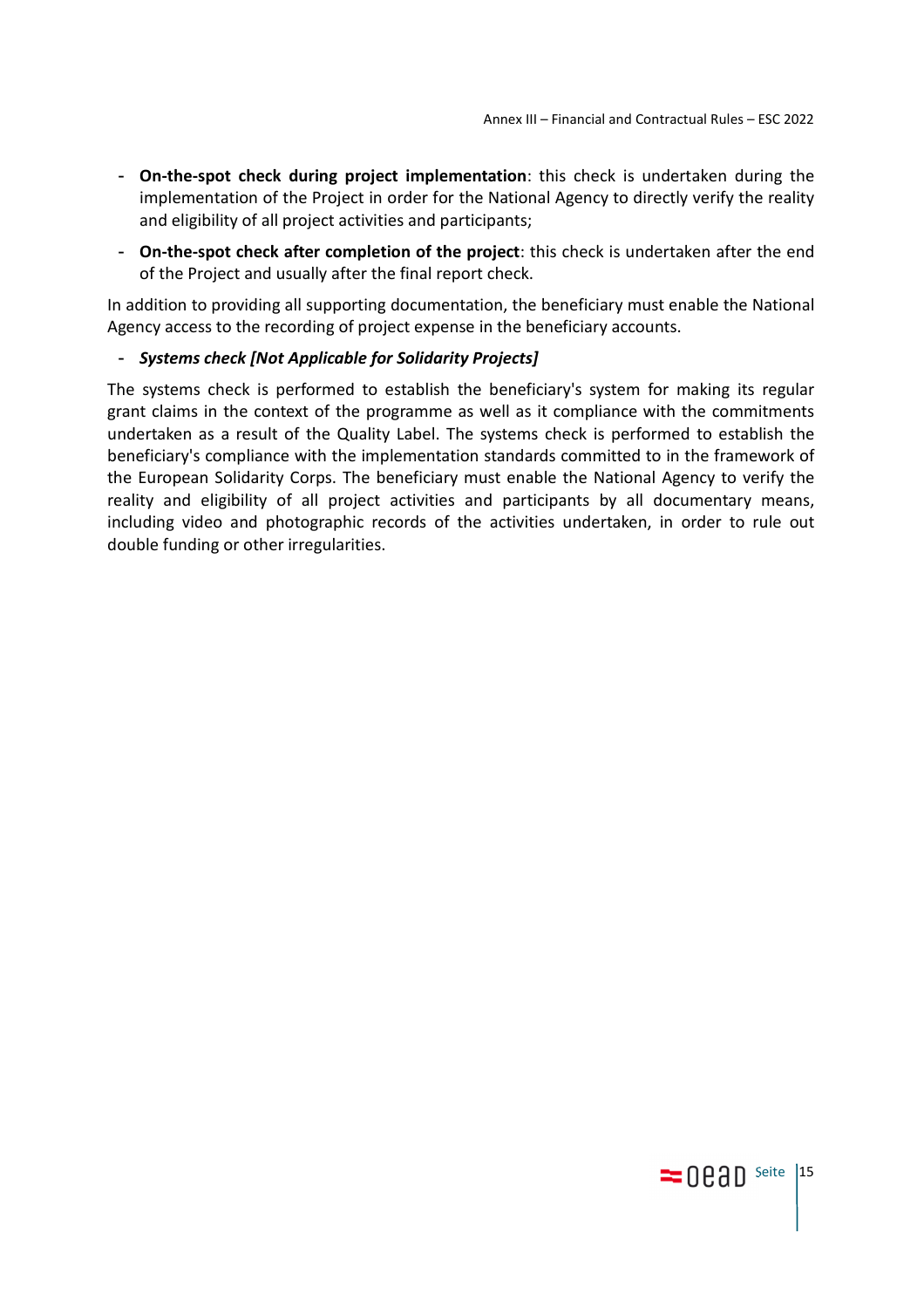- **On-the-spot check during project implementation**: this check is undertaken during the implementation of the Project in order for the National Agency to directly verify the reality and eligibility of all project activities and participants;
- **On-the-spot check after completion of the project**: this check is undertaken after the end of the Project and usually after the final report check.

In addition to providing all supporting documentation, the beneficiary must enable the National Agency access to the recording of project expense in the beneficiary accounts.

- ***Systems check [Not Applicable for Solidarity Projects]***

The systems check is performed to establish the beneficiary's system for making its regular grant claims in the context of the programme as well as it compliance with the commitments undertaken as a result of the Quality Label. The systems check is performed to establish the beneficiary's compliance with the implementation standards committed to in the framework of the European Solidarity Corps. The beneficiary must enable the National Agency to verify the reality and eligibility of all project activities and participants by all documentary means, including video and photographic records of the activities undertaken, in order to rule out double funding or other irregularities.